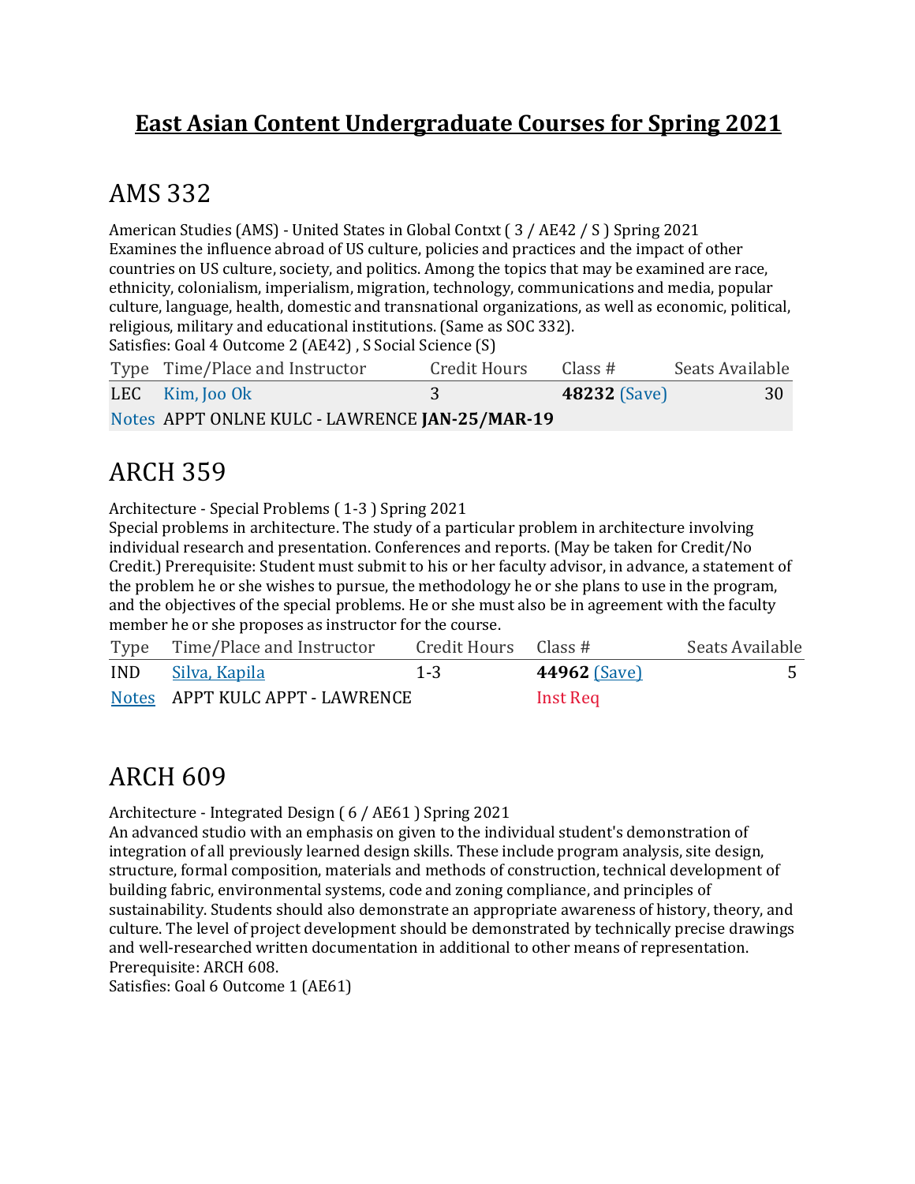# East Asian Content Undergraduate Courses for Spring 2021

## AMS 332

American Studies (AMS) - United States in Global Contxt ( 3 / AE42 / S ) Spring 2021
Examines the influence abroad of US culture, policies and practices and the impact of other countries on US culture, society, and politics. Among the topics that may be examined are race, ethnicity, colonialism, imperialism, migration, technology, communications and media, popular culture, language, health, domestic and transnational organizations, as well as economic, political, religious, military and educational institutions. (Same as SOC 332).
Satisfies: Goal 4 Outcome 2 (AE42) , S Social Science (S)

| Type | Time/Place and Instructor | Credit Hours | Class # | Seats Available |
|---|---|---|---|---|
| LEC | Kim, Joo Ok | 3 | **48232** (Save) | 30 |
| Notes | APPT ONLNE KULC - LAWRENCE **JAN-25/MAR-19** | | | |

## ARCH 359

Architecture - Special Problems ( 1-3 ) Spring 2021
Special problems in architecture. The study of a particular problem in architecture involving individual research and presentation. Conferences and reports. (May be taken for Credit/No Credit.) Prerequisite: Student must submit to his or her faculty advisor, in advance, a statement of the problem he or she wishes to pursue, the methodology he or she plans to use in the program, and the objectives of the special problems. He or she must also be in agreement with the faculty member he or she proposes as instructor for the course.

| Type | Time/Place and Instructor | Credit Hours | Class # | Seats Available |
|---|---|---|---|---|
| IND | Silva, Kapila | 1-3 | **44962** (Save) | 5 |
| Notes | APPT KULC APPT - LAWRENCE | | Inst Req | |

## ARCH 609

Architecture - Integrated Design ( 6 / AE61 ) Spring 2021
An advanced studio with an emphasis on given to the individual student's demonstration of integration of all previously learned design skills. These include program analysis, site design, structure, formal composition, materials and methods of construction, technical development of building fabric, environmental systems, code and zoning compliance, and principles of sustainability. Students should also demonstrate an appropriate awareness of history, theory, and culture. The level of project development should be demonstrated by technically precise drawings and well-researched written documentation in additional to other means of representation. Prerequisite: ARCH 608.
Satisfies: Goal 6 Outcome 1 (AE61)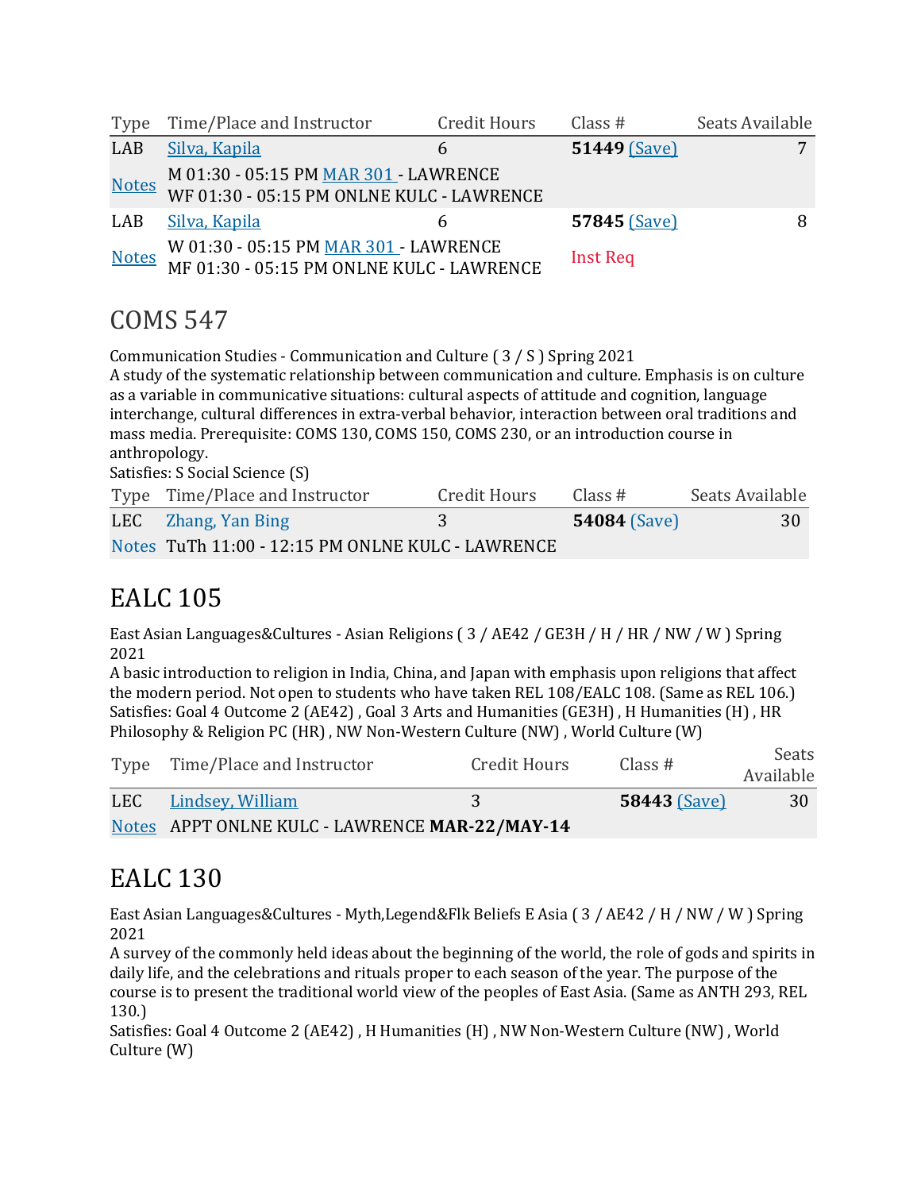| Type | Time/Place and Instructor | Credit Hours | Class # | Seats Available |
|---|---|---|---|---|
| LAB | Silva, Kapila | 6 | **51449** (Save) | 7 |
| Notes | M 01:30 - 05:15 PM MAR 301 - LAWRENCE<br>WF 01:30 - 05:15 PM ONLNE KULC - LAWRENCE | | | |
| LAB | Silva, Kapila | 6 | **57845** (Save) | 8 |
| Notes | W 01:30 - 05:15 PM MAR 301 - LAWRENCE<br>MF 01:30 - 05:15 PM ONLNE KULC - LAWRENCE | | Inst Req | |

# COMS 547

Communication Studies - Communication and Culture ( 3 / S ) Spring 2021
A study of the systematic relationship between communication and culture. Emphasis is on culture as a variable in communicative situations: cultural aspects of attitude and cognition, language interchange, cultural differences in extra-verbal behavior, interaction between oral traditions and mass media. Prerequisite: COMS 130, COMS 150, COMS 230, or an introduction course in anthropology.
Satisfies: S Social Science (S)

| Type | Time/Place and Instructor | Credit Hours | Class # | Seats Available |
|---|---|---|---|---|
| LEC | Zhang, Yan Bing | 3 | **54084** (Save) | 30 |
| Notes | TuTh 11:00 - 12:15 PM ONLNE KULC - LAWRENCE | | | |

# EALC 105

East Asian Languages&Cultures - Asian Religions ( 3 / AE42 / GE3H / H / HR / NW / W ) Spring 2021
A basic introduction to religion in India, China, and Japan with emphasis upon religions that affect the modern period. Not open to students who have taken REL 108/EALC 108. (Same as REL 106.)
Satisfies: Goal 4 Outcome 2 (AE42) , Goal 3 Arts and Humanities (GE3H) , H Humanities (H) , HR Philosophy & Religion PC (HR) , NW Non-Western Culture (NW) , World Culture (W)

| Type | Time/Place and Instructor | Credit Hours | Class # | Seats Available |
|---|---|---|---|---|
| LEC | Lindsey, William | 3 | **58443** (Save) | 30 |
| Notes | APPT ONLNE KULC - LAWRENCE **MAR-22/MAY-14** | | | |

# EALC 130

East Asian Languages&Cultures - Myth,Legend&Flk Beliefs E Asia ( 3 / AE42 / H / NW / W ) Spring 2021
A survey of the commonly held ideas about the beginning of the world, the role of gods and spirits in daily life, and the celebrations and rituals proper to each season of the year. The purpose of the course is to present the traditional world view of the peoples of East Asia. (Same as ANTH 293, REL 130.)
Satisfies: Goal 4 Outcome 2 (AE42) , H Humanities (H) , NW Non-Western Culture (NW) , World Culture (W)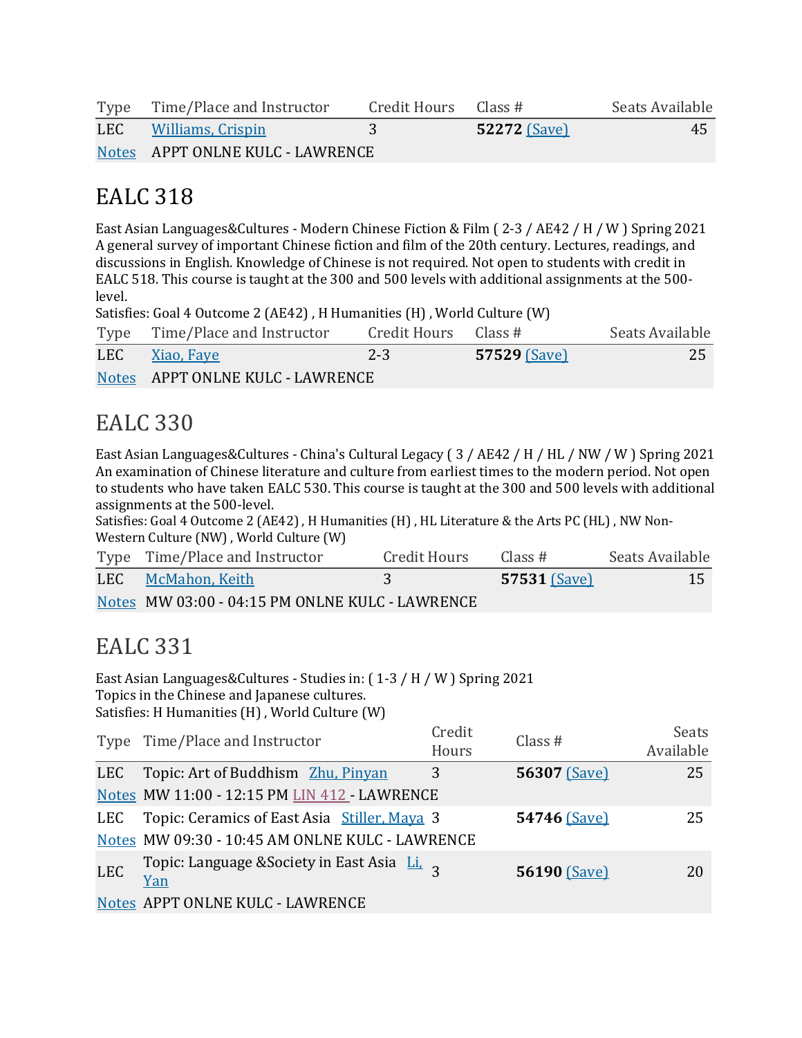| Type | Time/Place and Instructor | Credit Hours | Class # | Seats Available |
|---|---|---|---|---|
| LEC | Williams, Crispin | 3 | **52272** (Save) | 45 |
| Notes | APPT ONLNE KULC - LAWRENCE | | | |

## EALC 318

East Asian Languages&Cultures - Modern Chinese Fiction & Film ( 2-3 / AE42 / H / W ) Spring 2021
A general survey of important Chinese fiction and film of the 20th century. Lectures, readings, and discussions in English. Knowledge of Chinese is not required. Not open to students with credit in EALC 518. This course is taught at the 300 and 500 levels with additional assignments at the 500-level.
Satisfies: Goal 4 Outcome 2 (AE42) , H Humanities (H) , World Culture (W)

| Type | Time/Place and Instructor | Credit Hours | Class # | Seats Available |
|---|---|---|---|---|
| LEC | Xiao, Faye | 2-3 | **57529** (Save) | 25 |
| Notes | APPT ONLNE KULC - LAWRENCE | | | |

## EALC 330

East Asian Languages&Cultures - China's Cultural Legacy ( 3 / AE42 / H / HL / NW / W ) Spring 2021
An examination of Chinese literature and culture from earliest times to the modern period. Not open to students who have taken EALC 530. This course is taught at the 300 and 500 levels with additional assignments at the 500-level.
Satisfies: Goal 4 Outcome 2 (AE42) , H Humanities (H) , HL Literature & the Arts PC (HL) , NW Non-Western Culture (NW) , World Culture (W)

| Type | Time/Place and Instructor | Credit Hours | Class # | Seats Available |
|---|---|---|---|---|
| LEC | McMahon, Keith | 3 | **57531** (Save) | 15 |
| Notes | MW 03:00 - 04:15 PM ONLNE KULC - LAWRENCE | | | |

## EALC 331

East Asian Languages&Cultures - Studies in: ( 1-3 / H / W ) Spring 2021
Topics in the Chinese and Japanese cultures.
Satisfies: H Humanities (H) , World Culture (W)

| Type | Time/Place and Instructor | Credit Hours | Class # | Seats Available |
|---|---|---|---|---|
| LEC | Topic: Art of Buddhism Zhu, Pinyan | 3 | **56307** (Save) | 25 |
| Notes | MW 11:00 - 12:15 PM LIN 412 - LAWRENCE | | | |
| LEC | Topic: Ceramics of East Asia Stiller, Maya | 3 | **54746** (Save) | 25 |
| Notes | MW 09:30 - 10:45 AM ONLNE KULC - LAWRENCE | | | |
| LEC | Topic: Language &Society in East Asia Li, Yan | 3 | **56190** (Save) | 20 |
| Notes | APPT ONLNE KULC - LAWRENCE | | | |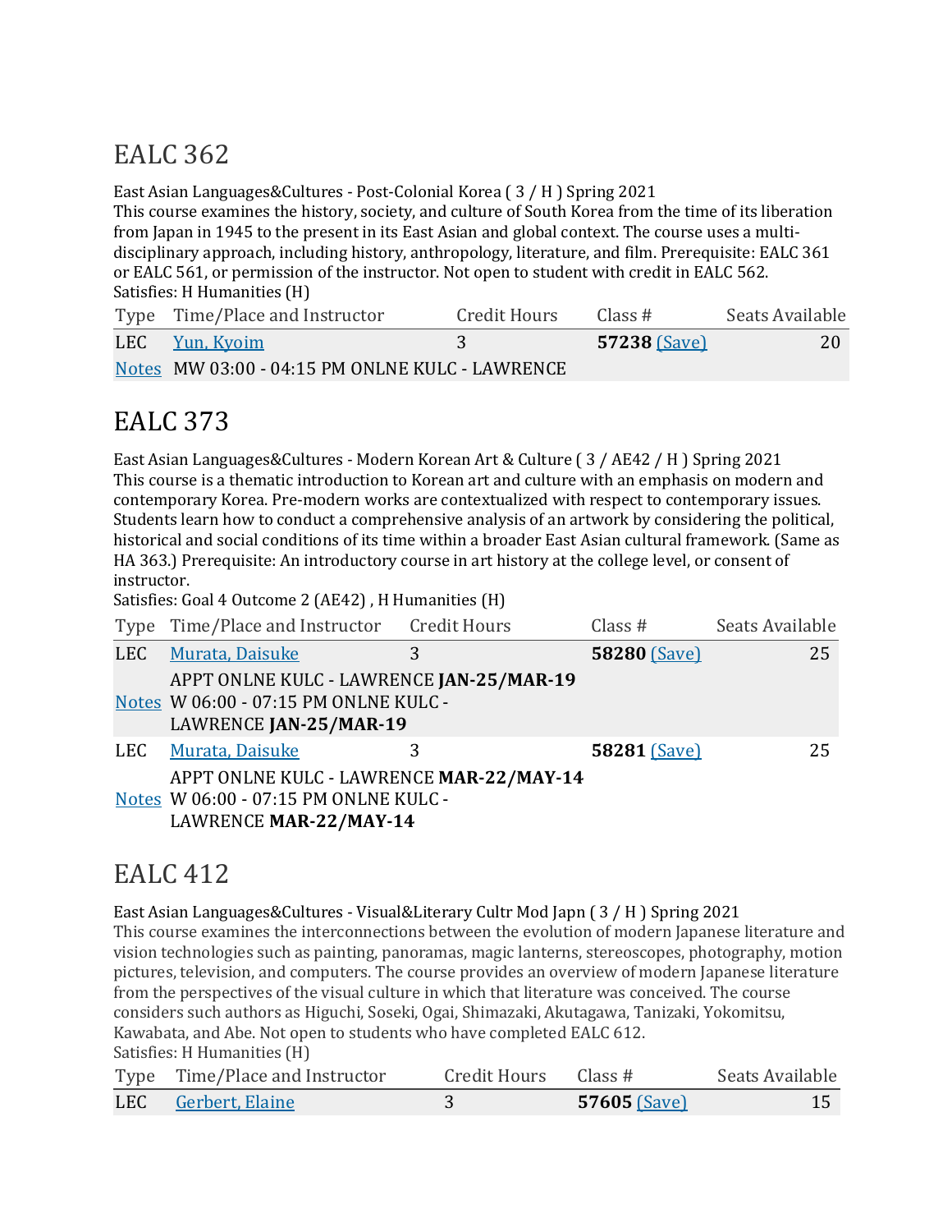## EALC 362

East Asian Languages&Cultures - Post-Colonial Korea ( 3 / H ) Spring 2021
This course examines the history, society, and culture of South Korea from the time of its liberation from Japan in 1945 to the present in its East Asian and global context. The course uses a multi-disciplinary approach, including history, anthropology, literature, and film. Prerequisite: EALC 361 or EALC 561, or permission of the instructor. Not open to student with credit in EALC 562.
Satisfies: H Humanities (H)

| Type | Time/Place and Instructor | Credit Hours | Class # | Seats Available |
|---|---|---|---|---|
| LEC | Yun, Kyoim | 3 | **57238** (Save) | 20 |
| Notes | MW 03:00 - 04:15 PM ONLNE KULC - LAWRENCE | | | |

## EALC 373

East Asian Languages&Cultures - Modern Korean Art & Culture ( 3 / AE42 / H ) Spring 2021
This course is a thematic introduction to Korean art and culture with an emphasis on modern and contemporary Korea. Pre-modern works are contextualized with respect to contemporary issues. Students learn how to conduct a comprehensive analysis of an artwork by considering the political, historical and social conditions of its time within a broader East Asian cultural framework. (Same as HA 363.) Prerequisite: An introductory course in art history at the college level, or consent of instructor.
Satisfies: Goal 4 Outcome 2 (AE42) , H Humanities (H)

| Type | Time/Place and Instructor | Credit Hours | Class # | Seats Available |
|---|---|---|---|---|
| LEC | Murata, Daisuke | 3 | **58280** (Save) | 25 |
| Notes | APPT ONLNE KULC - LAWRENCE **JAN-25/MAR-19**<br>W 06:00 - 07:15 PM ONLNE KULC - LAWRENCE **JAN-25/MAR-19** | | | |
| LEC | Murata, Daisuke | 3 | **58281** (Save) | 25 |
| Notes | APPT ONLNE KULC - LAWRENCE **MAR-22/MAY-14**<br>W 06:00 - 07:15 PM ONLNE KULC - LAWRENCE **MAR-22/MAY-14** | | | |

## EALC 412

East Asian Languages&Cultures - Visual&Literary Cultr Mod Japn ( 3 / H ) Spring 2021
This course examines the interconnections between the evolution of modern Japanese literature and vision technologies such as painting, panoramas, magic lanterns, stereoscopes, photography, motion pictures, television, and computers. The course provides an overview of modern Japanese literature from the perspectives of the visual culture in which that literature was conceived. The course considers such authors as Higuchi, Soseki, Ogai, Shimazaki, Akutagawa, Tanizaki, Yokomitsu, Kawabata, and Abe. Not open to students who have completed EALC 612.
Satisfies: H Humanities (H)

| Type | Time/Place and Instructor | Credit Hours | Class # | Seats Available |
|---|---|---|---|---|
| LEC | Gerbert, Elaine | 3 | **57605** (Save) | 15 |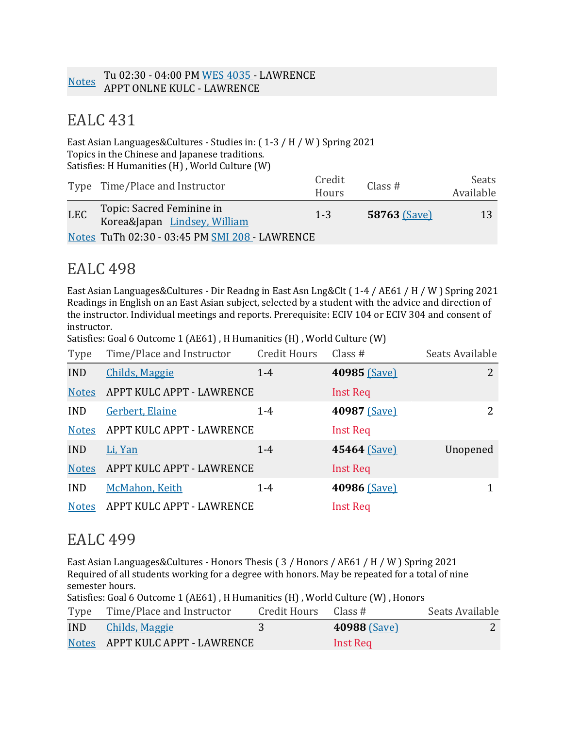| | |
|---|---|
| Notes | Tu 02:30 - 04:00 PM WES 4035 - LAWRENCE<br>APPT ONLNE KULC - LAWRENCE |

## EALC 431

East Asian Languages&Cultures - Studies in: ( 1-3 / H / W ) Spring 2021
Topics in the Chinese and Japanese traditions.
Satisfies: H Humanities (H) , World Culture (W)

| Type | Time/Place and Instructor | Credit Hours | Class # | Seats Available |
|---|---|---|---|---|
| LEC | Topic: Sacred Feminine in Korea&Japan Lindsey, William | 1-3 | **58763** (Save) | 13 |
| Notes | TuTh 02:30 - 03:45 PM SMI 208 - LAWRENCE | | | |

## EALC 498

East Asian Languages&Cultures - Dir Readng in East Asn Lng&Clt ( 1-4 / AE61 / H / W ) Spring 2021
Readings in English on an East Asian subject, selected by a student with the advice and direction of the instructor. Individual meetings and reports. Prerequisite: ECIV 104 or ECIV 304 and consent of instructor.
Satisfies: Goal 6 Outcome 1 (AE61) , H Humanities (H) , World Culture (W)

| Type | Time/Place and Instructor | Credit Hours | Class # | Seats Available |
|---|---|---|---|---|
| IND | Childs, Maggie | 1-4 | **40985** (Save) | 2 |
| Notes | APPT KULC APPT - LAWRENCE | | Inst Req | |
| IND | Gerbert, Elaine | 1-4 | **40987** (Save) | 2 |
| Notes | APPT KULC APPT - LAWRENCE | | Inst Req | |
| IND | Li, Yan | 1-4 | **45464** (Save) | Unopened |
| Notes | APPT KULC APPT - LAWRENCE | | Inst Req | |
| IND | McMahon, Keith | 1-4 | **40986** (Save) | 1 |
| Notes | APPT KULC APPT - LAWRENCE | | Inst Req | |

## EALC 499

East Asian Languages&Cultures - Honors Thesis ( 3 / Honors / AE61 / H / W ) Spring 2021
Required of all students working for a degree with honors. May be repeated for a total of nine semester hours.
Satisfies: Goal 6 Outcome 1 (AE61) , H Humanities (H) , World Culture (W) , Honors

| Type | Time/Place and Instructor | Credit Hours | Class # | Seats Available |
|---|---|---|---|---|
| IND | Childs, Maggie | 3 | **40988** (Save) | 2 |
| Notes | APPT KULC APPT - LAWRENCE | | Inst Req | |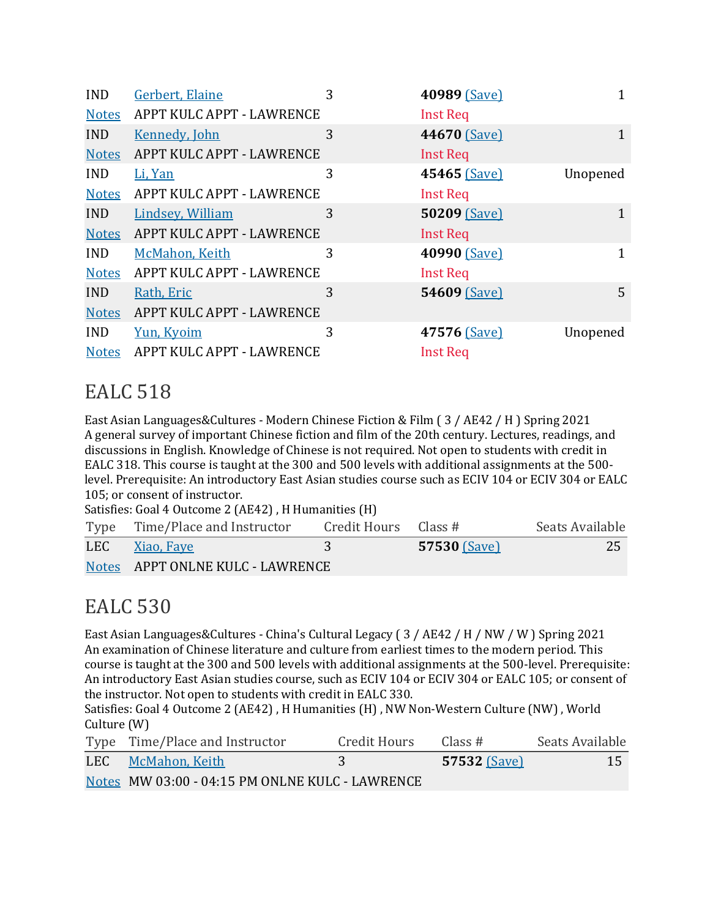| | | | | |
|---|---|---|---|---|
| IND | Gerbert, Elaine | 3 | **40989** (Save) | 1 |
| Notes | APPT KULC APPT - LAWRENCE | | Inst Req | |
| IND | Kennedy, John | 3 | **44670** (Save) | 1 |
| Notes | APPT KULC APPT - LAWRENCE | | Inst Req | |
| IND | Li, Yan | 3 | **45465** (Save) | Unopened |
| Notes | APPT KULC APPT - LAWRENCE | | Inst Req | |
| IND | Lindsey, William | 3 | **50209** (Save) | 1 |
| Notes | APPT KULC APPT - LAWRENCE | | Inst Req | |
| IND | McMahon, Keith | 3 | **40990** (Save) | 1 |
| Notes | APPT KULC APPT - LAWRENCE | | Inst Req | |
| IND | Rath, Eric | 3 | **54609** (Save) | 5 |
| Notes | APPT KULC APPT - LAWRENCE | | | |
| IND | Yun, Kyoim | 3 | **47576** (Save) | Unopened |
| Notes | APPT KULC APPT - LAWRENCE | | Inst Req | |

## EALC 518

East Asian Languages&Cultures - Modern Chinese Fiction & Film ( 3 / AE42 / H ) Spring 2021
A general survey of important Chinese fiction and film of the 20th century. Lectures, readings, and discussions in English. Knowledge of Chinese is not required. Not open to students with credit in EALC 318. This course is taught at the 300 and 500 levels with additional assignments at the 500-level. Prerequisite: An introductory East Asian studies course such as ECIV 104 or ECIV 304 or EALC 105; or consent of instructor.
Satisfies: Goal 4 Outcome 2 (AE42) , H Humanities (H)

| Type | Time/Place and Instructor | Credit Hours | Class # | Seats Available |
|---|---|---|---|---|
| LEC | Xiao, Faye | 3 | **57530** (Save) | 25 |
| Notes | APPT ONLNE KULC - LAWRENCE | | | |

## EALC 530

East Asian Languages&Cultures - China's Cultural Legacy ( 3 / AE42 / H / NW / W ) Spring 2021
An examination of Chinese literature and culture from earliest times to the modern period. This course is taught at the 300 and 500 levels with additional assignments at the 500-level. Prerequisite: An introductory East Asian studies course, such as ECIV 104 or ECIV 304 or EALC 105; or consent of the instructor. Not open to students with credit in EALC 330.
Satisfies: Goal 4 Outcome 2 (AE42) , H Humanities (H) , NW Non-Western Culture (NW) , World Culture (W)

| Type | Time/Place and Instructor | Credit Hours | Class # | Seats Available |
|---|---|---|---|---|
| LEC | McMahon, Keith | 3 | **57532** (Save) | 15 |
| Notes | MW 03:00 - 04:15 PM ONLNE KULC - LAWRENCE | | | |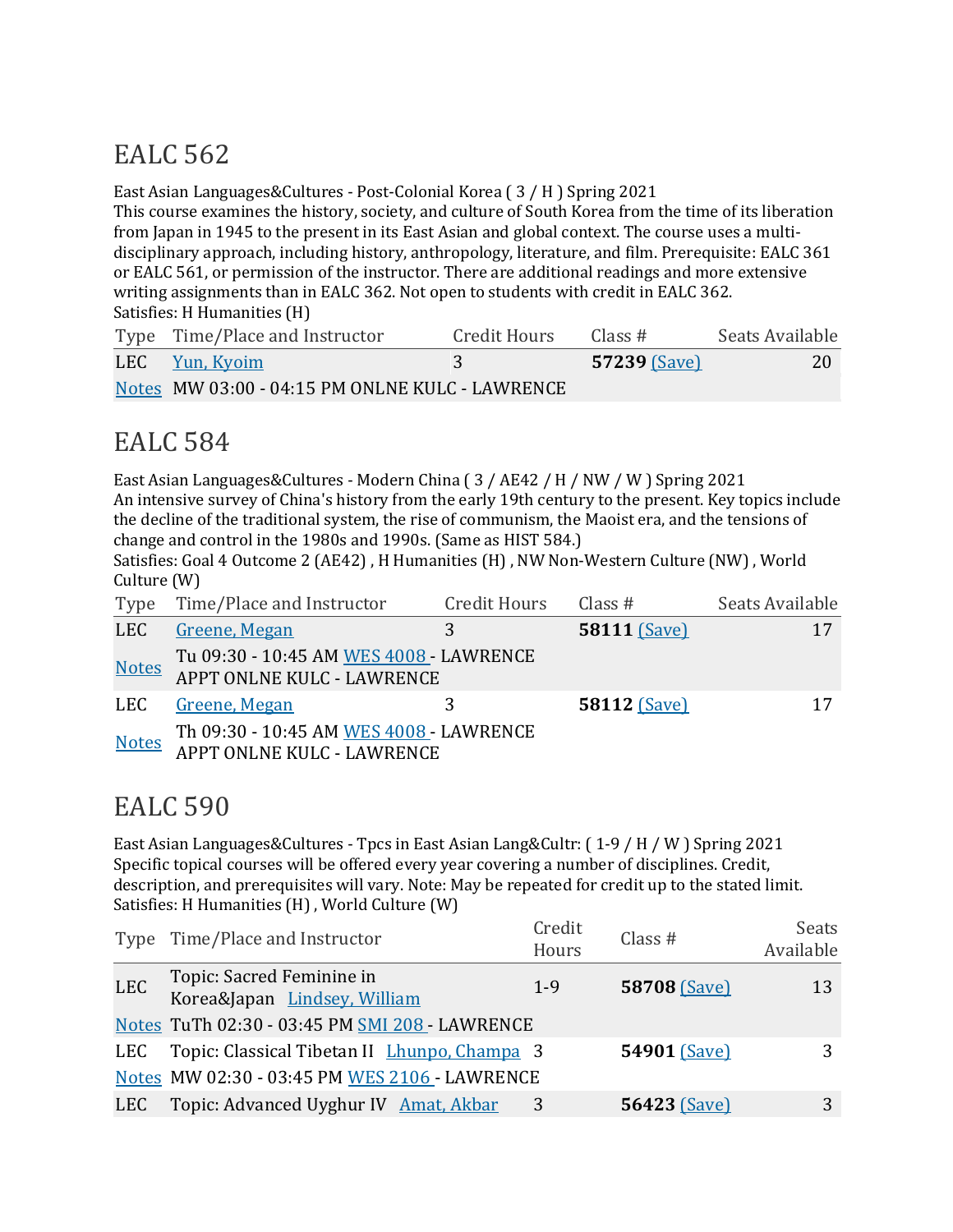## EALC 562

East Asian Languages&Cultures - Post-Colonial Korea ( 3 / H ) Spring 2021
This course examines the history, society, and culture of South Korea from the time of its liberation from Japan in 1945 to the present in its East Asian and global context. The course uses a multi-disciplinary approach, including history, anthropology, literature, and film. Prerequisite: EALC 361 or EALC 561, or permission of the instructor. There are additional readings and more extensive writing assignments than in EALC 362. Not open to students with credit in EALC 362.
Satisfies: H Humanities (H)

| Type | Time/Place and Instructor | Credit Hours | Class # | Seats Available |
|---|---|---|---|---|
| LEC | Yun, Kyoim | 3 | **57239** (Save) | 20 |
| Notes | MW 03:00 - 04:15 PM ONLNE KULC - LAWRENCE | | | |

## EALC 584

East Asian Languages&Cultures - Modern China ( 3 / AE42 / H / NW / W ) Spring 2021
An intensive survey of China's history from the early 19th century to the present. Key topics include the decline of the traditional system, the rise of communism, the Maoist era, and the tensions of change and control in the 1980s and 1990s. (Same as HIST 584.)
Satisfies: Goal 4 Outcome 2 (AE42) , H Humanities (H) , NW Non-Western Culture (NW) , World Culture (W)

| Type | Time/Place and Instructor | Credit Hours | Class # | Seats Available |
|---|---|---|---|---|
| LEC | Greene, Megan | 3 | **58111** (Save) | 17 |
| Notes | Tu 09:30 - 10:45 AM WES 4008 - LAWRENCE<br>APPT ONLNE KULC - LAWRENCE | | | |
| LEC | Greene, Megan | 3 | **58112** (Save) | 17 |
| Notes | Th 09:30 - 10:45 AM WES 4008 - LAWRENCE<br>APPT ONLNE KULC - LAWRENCE | | | |

## EALC 590

East Asian Languages&Cultures - Tpcs in East Asian Lang&Cultr: ( 1-9 / H / W ) Spring 2021
Specific topical courses will be offered every year covering a number of disciplines. Credit, description, and prerequisites will vary. Note: May be repeated for credit up to the stated limit.
Satisfies: H Humanities (H) , World Culture (W)

| Type | Time/Place and Instructor | Credit Hours | Class # | Seats Available |
|---|---|---|---|---|
| LEC | Topic: Sacred Feminine in Korea&Japan Lindsey, William | 1-9 | **58708** (Save) | 13 |
| Notes | TuTh 02:30 - 03:45 PM SMI 208 - LAWRENCE | | | |
| LEC | Topic: Classical Tibetan II Lhunpo, Champa | 3 | **54901** (Save) | 3 |
| Notes | MW 02:30 - 03:45 PM WES 2106 - LAWRENCE | | | |
| LEC | Topic: Advanced Uyghur IV Amat, Akbar | 3 | **56423** (Save) | 3 |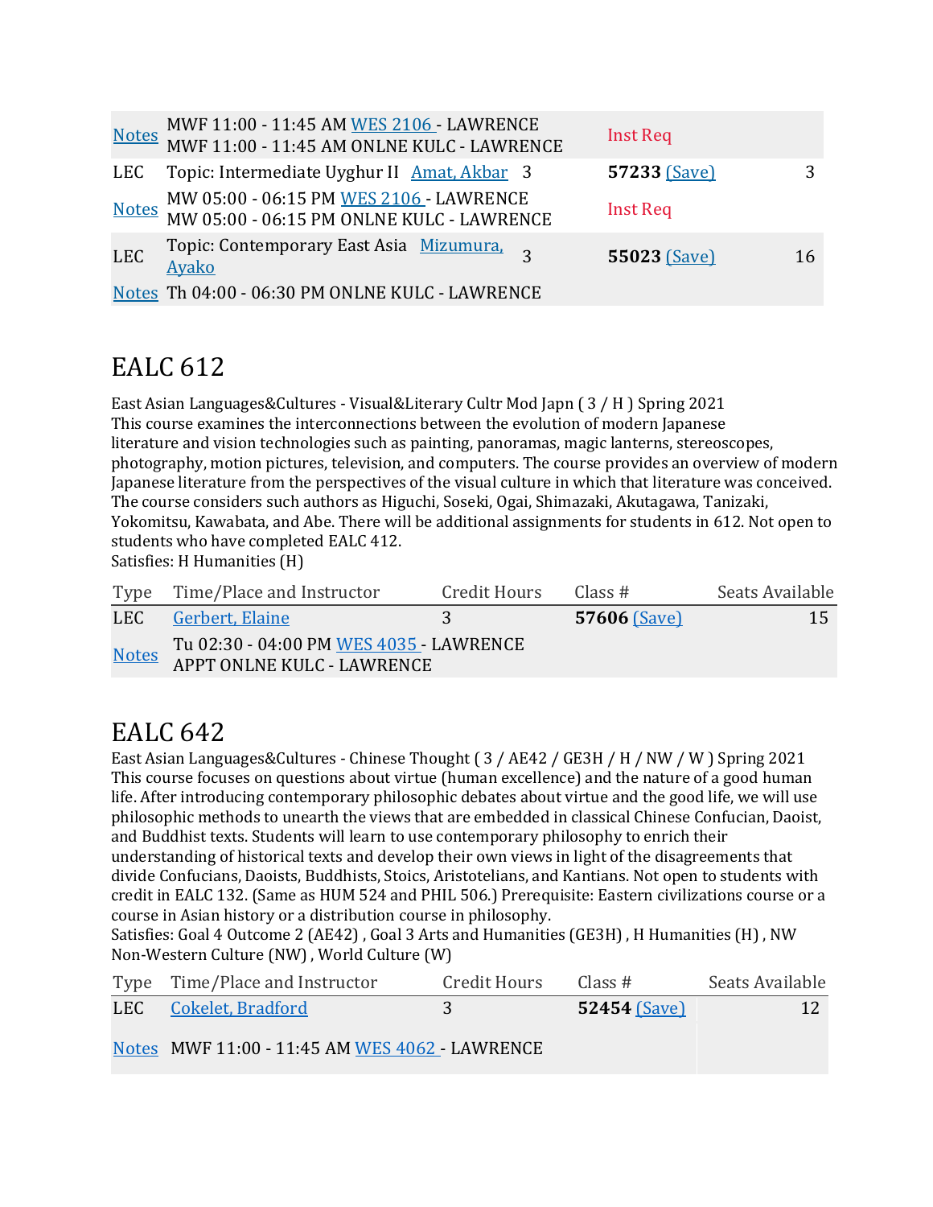| | | | | |
|---|---|---|---|---|
| Notes | MWF 11:00 - 11:45 AM WES 2106 - LAWRENCE<br>MWF 11:00 - 11:45 AM ONLNE KULC - LAWRENCE | | Inst Req | |
| LEC | Topic: Intermediate Uyghur II Amat, Akbar | 3 | **57233** (Save) | 3 |
| Notes | MW 05:00 - 06:15 PM WES 2106 - LAWRENCE<br>MW 05:00 - 06:15 PM ONLNE KULC - LAWRENCE | | Inst Req | |
| LEC | Topic: Contemporary East Asia Mizumura, Ayako | 3 | **55023** (Save) | 16 |
| Notes | Th 04:00 - 06:30 PM ONLNE KULC - LAWRENCE | | | |

# EALC 612

East Asian Languages&Cultures - Visual&Literary Cultr Mod Japn ( 3 / H ) Spring 2021
This course examines the interconnections between the evolution of modern Japanese literature and vision technologies such as painting, panoramas, magic lanterns, stereoscopes, photography, motion pictures, television, and computers. The course provides an overview of modern Japanese literature from the perspectives of the visual culture in which that literature was conceived. The course considers such authors as Higuchi, Soseki, Ogai, Shimazaki, Akutagawa, Tanizaki, Yokomitsu, Kawabata, and Abe. There will be additional assignments for students in 612. Not open to students who have completed EALC 412.
Satisfies: H Humanities (H)

| Type | Time/Place and Instructor | Credit Hours | Class # | Seats Available |
|---|---|---|---|---|
| LEC | Gerbert, Elaine | 3 | **57606** (Save) | 15 |
| Notes | Tu 02:30 - 04:00 PM WES 4035 - LAWRENCE<br>APPT ONLNE KULC - LAWRENCE | | | |

# EALC 642

East Asian Languages&Cultures - Chinese Thought ( 3 / AE42 / GE3H / H / NW / W ) Spring 2021
This course focuses on questions about virtue (human excellence) and the nature of a good human life. After introducing contemporary philosophic debates about virtue and the good life, we will use philosophic methods to unearth the views that are embedded in classical Chinese Confucian, Daoist, and Buddhist texts. Students will learn to use contemporary philosophy to enrich their understanding of historical texts and develop their own views in light of the disagreements that divide Confucians, Daoists, Buddhists, Stoics, Aristotelians, and Kantians. Not open to students with credit in EALC 132. (Same as HUM 524 and PHIL 506.) Prerequisite: Eastern civilizations course or a course in Asian history or a distribution course in philosophy.
Satisfies: Goal 4 Outcome 2 (AE42) , Goal 3 Arts and Humanities (GE3H) , H Humanities (H) , NW Non-Western Culture (NW) , World Culture (W)

| Type | Time/Place and Instructor | Credit Hours | Class # | Seats Available |
|---|---|---|---|---|
| LEC | Cokelet, Bradford | 3 | **52454** (Save) | 12 |
| Notes | MWF 11:00 - 11:45 AM WES 4062 - LAWRENCE | | | |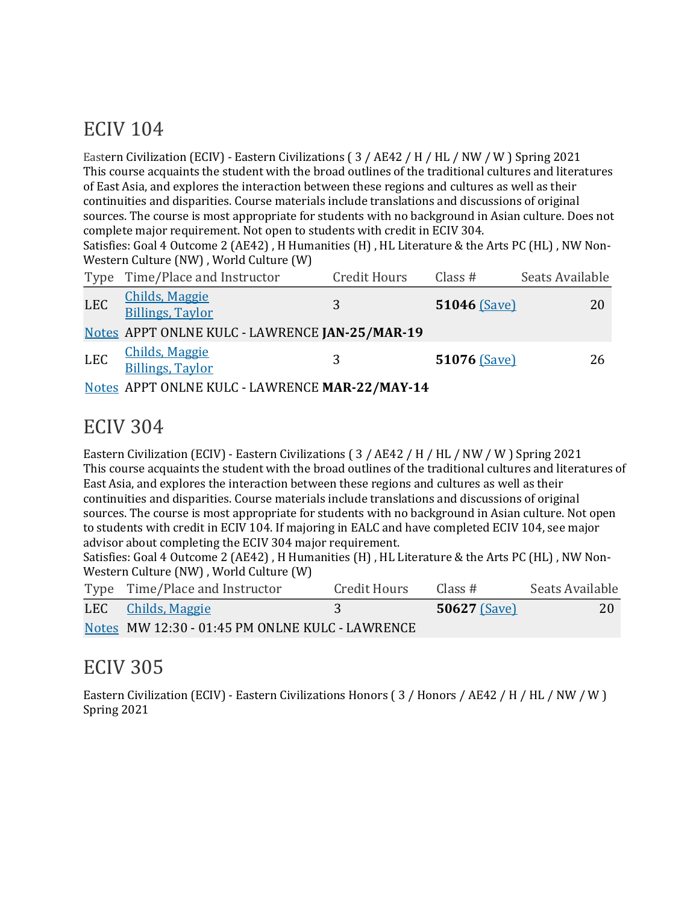## ECIV 104

Eastern Civilization (ECIV) - Eastern Civilizations ( 3 / AE42 / H / HL / NW / W ) Spring 2021
This course acquaints the student with the broad outlines of the traditional cultures and literatures of East Asia, and explores the interaction between these regions and cultures as well as their continuities and disparities. Course materials include translations and discussions of original sources. The course is most appropriate for students with no background in Asian culture. Does not complete major requirement. Not open to students with credit in ECIV 304.
Satisfies: Goal 4 Outcome 2 (AE42) , H Humanities (H) , HL Literature & the Arts PC (HL) , NW Non-Western Culture (NW) , World Culture (W)

| Type | Time/Place and Instructor | Credit Hours | Class # | Seats Available |
|---|---|---|---|---|
| LEC | Childs, Maggie<br>Billings, Taylor | 3 | **51046** (Save) | 20 |
| Notes | APPT ONLNE KULC - LAWRENCE **JAN-25/MAR-19** | | | |
| LEC | Childs, Maggie<br>Billings, Taylor | 3 | **51076** (Save) | 26 |
| Notes | APPT ONLNE KULC - LAWRENCE **MAR-22/MAY-14** | | | |

## ECIV 304

Eastern Civilization (ECIV) - Eastern Civilizations ( 3 / AE42 / H / HL / NW / W ) Spring 2021
This course acquaints the student with the broad outlines of the traditional cultures and literatures of East Asia, and explores the interaction between these regions and cultures as well as their continuities and disparities. Course materials include translations and discussions of original sources. The course is most appropriate for students with no background in Asian culture. Not open to students with credit in ECIV 104. If majoring in EALC and have completed ECIV 104, see major advisor about completing the ECIV 304 major requirement.
Satisfies: Goal 4 Outcome 2 (AE42) , H Humanities (H) , HL Literature & the Arts PC (HL) , NW Non-Western Culture (NW) , World Culture (W)

| Type | Time/Place and Instructor | Credit Hours | Class # | Seats Available |
|---|---|---|---|---|
| LEC | Childs, Maggie | 3 | **50627** (Save) | 20 |
| Notes | MW 12:30 - 01:45 PM ONLNE KULC - LAWRENCE | | | |

## ECIV 305

Eastern Civilization (ECIV) - Eastern Civilizations Honors ( 3 / Honors / AE42 / H / HL / NW / W ) Spring 2021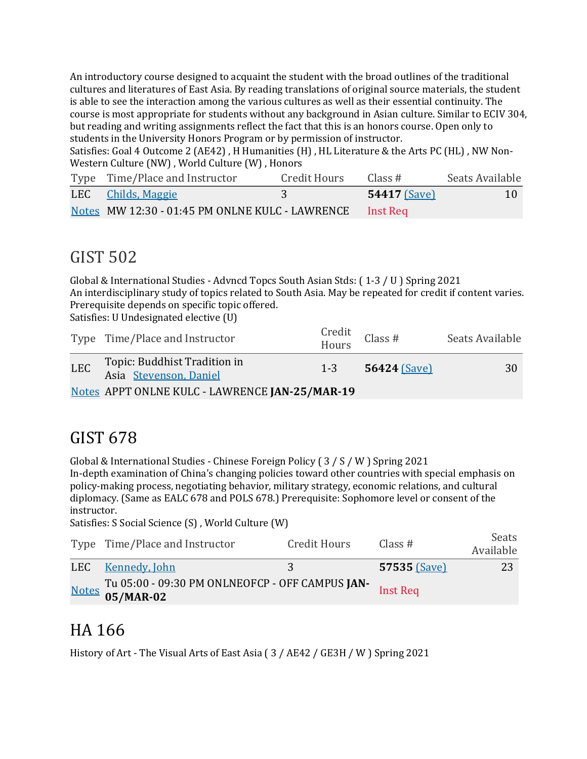An introductory course designed to acquaint the student with the broad outlines of the traditional cultures and literatures of East Asia. By reading translations of original source materials, the student is able to see the interaction among the various cultures as well as their essential continuity. The course is most appropriate for students without any background in Asian culture. Similar to ECIV 304, but reading and writing assignments reflect the fact that this is an honors course. Open only to students in the University Honors Program or by permission of instructor.
Satisfies: Goal 4 Outcome 2 (AE42) , H Humanities (H) , HL Literature & the Arts PC (HL) , NW Non-Western Culture (NW) , World Culture (W) , Honors

| Type | Time/Place and Instructor | Credit Hours | Class # | Seats Available |
|---|---|---|---|---|
| LEC | Childs, Maggie | 3 | **54417** (Save) | 10 |
| Notes | MW 12:30 - 01:45 PM ONLNE KULC - LAWRENCE | | Inst Req | |

## GIST 502

Global & International Studies - Advncd Topcs South Asian Stds: ( 1-3 / U ) Spring 2021
An interdisciplinary study of topics related to South Asia. May be repeated for credit if content varies. Prerequisite depends on specific topic offered.
Satisfies: U Undesignated elective (U)

| Type | Time/Place and Instructor | Credit Hours | Class # | Seats Available |
|---|---|---|---|---|
| LEC | Topic: Buddhist Tradition in Asia Stevenson, Daniel | 1-3 | **56424** (Save) | 30 |
| Notes | APPT ONLNE KULC - LAWRENCE **JAN-25/MAR-19** | | | |

## GIST 678

Global & International Studies - Chinese Foreign Policy ( 3 / S / W ) Spring 2021
In-depth examination of China's changing policies toward other countries with special emphasis on policy-making process, negotiating behavior, military strategy, economic relations, and cultural diplomacy. (Same as EALC 678 and POLS 678.) Prerequisite: Sophomore level or consent of the instructor.
Satisfies: S Social Science (S) , World Culture (W)

| Type | Time/Place and Instructor | Credit Hours | Class # | Seats Available |
|---|---|---|---|---|
| LEC | Kennedy, John | 3 | **57535** (Save) | 23 |
| Notes | Tu 05:00 - 09:30 PM ONLNEOFCP - OFF CAMPUS **JAN-05/MAR-02** | | Inst Req | |

## HA 166

History of Art - The Visual Arts of East Asia ( 3 / AE42 / GE3H / W ) Spring 2021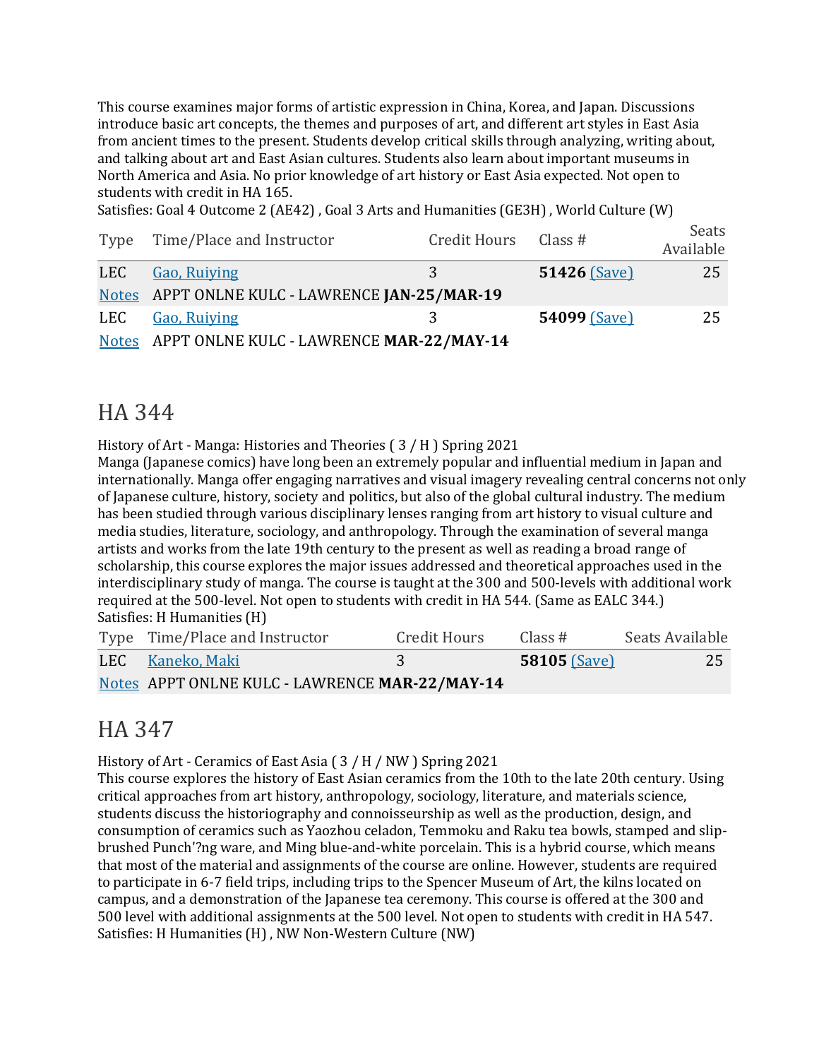This course examines major forms of artistic expression in China, Korea, and Japan. Discussions introduce basic art concepts, the themes and purposes of art, and different art styles in East Asia from ancient times to the present. Students develop critical skills through analyzing, writing about, and talking about art and East Asian cultures. Students also learn about important museums in North America and Asia. No prior knowledge of art history or East Asia expected. Not open to students with credit in HA 165.
Satisfies: Goal 4 Outcome 2 (AE42) , Goal 3 Arts and Humanities (GE3H) , World Culture (W)

| Type | Time/Place and Instructor | Credit Hours | Class # | Seats Available |
|---|---|---|---|---|
| LEC | Gao, Ruiying | 3 | **51426** (Save) | 25 |
| Notes | APPT ONLNE KULC - LAWRENCE **JAN-25/MAR-19** | | | |
| LEC | Gao, Ruiying | 3 | **54099** (Save) | 25 |
| Notes | APPT ONLNE KULC - LAWRENCE **MAR-22/MAY-14** | | | |

# HA 344

History of Art - Manga: Histories and Theories ( 3 / H ) Spring 2021
Manga (Japanese comics) have long been an extremely popular and influential medium in Japan and internationally. Manga offer engaging narratives and visual imagery revealing central concerns not only of Japanese culture, history, society and politics, but also of the global cultural industry. The medium has been studied through various disciplinary lenses ranging from art history to visual culture and media studies, literature, sociology, and anthropology. Through the examination of several manga artists and works from the late 19th century to the present as well as reading a broad range of scholarship, this course explores the major issues addressed and theoretical approaches used in the interdisciplinary study of manga. The course is taught at the 300 and 500-levels with additional work required at the 500-level. Not open to students with credit in HA 544. (Same as EALC 344.)
Satisfies: H Humanities (H)

| Type | Time/Place and Instructor | Credit Hours | Class # | Seats Available |
|---|---|---|---|---|
| LEC | Kaneko, Maki | 3 | **58105** (Save) | 25 |
| Notes | APPT ONLNE KULC - LAWRENCE **MAR-22/MAY-14** | | | |

# HA 347

History of Art - Ceramics of East Asia ( 3 / H / NW ) Spring 2021
This course explores the history of East Asian ceramics from the 10th to the late 20th century. Using critical approaches from art history, anthropology, sociology, literature, and materials science, students discuss the historiography and connoisseurship as well as the production, design, and consumption of ceramics such as Yaozhou celadon, Temmoku and Raku tea bowls, stamped and slip-brushed Punch'?ng ware, and Ming blue-and-white porcelain. This is a hybrid course, which means that most of the material and assignments of the course are online. However, students are required to participate in 6-7 field trips, including trips to the Spencer Museum of Art, the kilns located on campus, and a demonstration of the Japanese tea ceremony. This course is offered at the 300 and 500 level with additional assignments at the 500 level. Not open to students with credit in HA 547.
Satisfies: H Humanities (H) , NW Non-Western Culture (NW)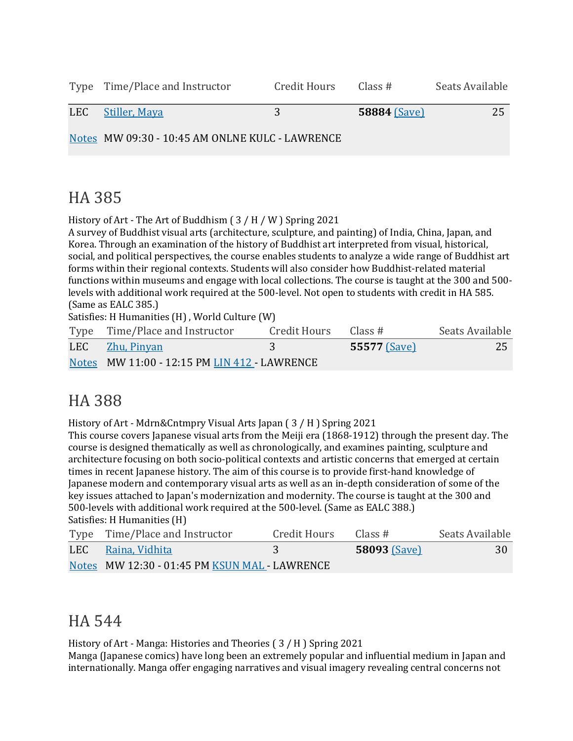| Type | Time/Place and Instructor | Credit Hours | Class # | Seats Available |
| --- | --- | --- | --- | --- |
| LEC | Stiller, Maya | 3 | **58884** (Save) | 25 |
| Notes | MW 09:30 - 10:45 AM ONLNE KULC - LAWRENCE | | | |

## HA 385

History of Art - The Art of Buddhism ( 3 / H / W ) Spring 2021
A survey of Buddhist visual arts (architecture, sculpture, and painting) of India, China, Japan, and Korea. Through an examination of the history of Buddhist art interpreted from visual, historical, social, and political perspectives, the course enables students to analyze a wide range of Buddhist art forms within their regional contexts. Students will also consider how Buddhist-related material functions within museums and engage with local collections. The course is taught at the 300 and 500-levels with additional work required at the 500-level. Not open to students with credit in HA 585. (Same as EALC 385.)
Satisfies: H Humanities (H) , World Culture (W)

| Type | Time/Place and Instructor | Credit Hours | Class # | Seats Available |
| --- | --- | --- | --- | --- |
| LEC | Zhu, Pinyan | 3 | **55577** (Save) | 25 |
| Notes | MW 11:00 - 12:15 PM LIN 412 - LAWRENCE | | | |

## HA 388

History of Art - Mdrn&Cntmpry Visual Arts Japan ( 3 / H ) Spring 2021
This course covers Japanese visual arts from the Meiji era (1868-1912) through the present day. The course is designed thematically as well as chronologically, and examines painting, sculpture and architecture focusing on both socio-political contexts and artistic concerns that emerged at certain times in recent Japanese history. The aim of this course is to provide first-hand knowledge of Japanese modern and contemporary visual arts as well as an in-depth consideration of some of the key issues attached to Japan's modernization and modernity. The course is taught at the 300 and 500-levels with additional work required at the 500-level. (Same as EALC 388.)
Satisfies: H Humanities (H)

| Type | Time/Place and Instructor | Credit Hours | Class # | Seats Available |
| --- | --- | --- | --- | --- |
| LEC | Raina, Vidhita | 3 | **58093** (Save) | 30 |
| Notes | MW 12:30 - 01:45 PM KSUN MAL - LAWRENCE | | | |

## HA 544

History of Art - Manga: Histories and Theories ( 3 / H ) Spring 2021
Manga (Japanese comics) have long been an extremely popular and influential medium in Japan and internationally. Manga offer engaging narratives and visual imagery revealing central concerns not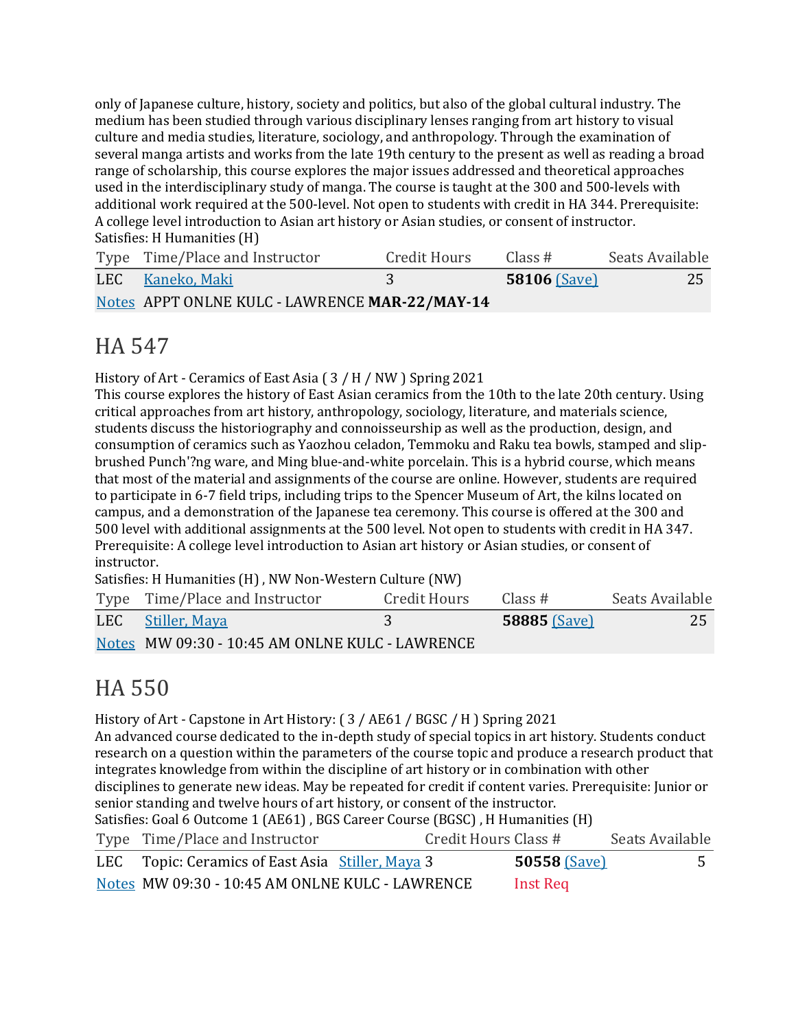only of Japanese culture, history, society and politics, but also of the global cultural industry. The medium has been studied through various disciplinary lenses ranging from art history to visual culture and media studies, literature, sociology, and anthropology. Through the examination of several manga artists and works from the late 19th century to the present as well as reading a broad range of scholarship, this course explores the major issues addressed and theoretical approaches used in the interdisciplinary study of manga. The course is taught at the 300 and 500-levels with additional work required at the 500-level. Not open to students with credit in HA 344. Prerequisite: A college level introduction to Asian art history or Asian studies, or consent of instructor.
Satisfies: H Humanities (H)

| Type | Time/Place and Instructor | Credit Hours | Class # | Seats Available |
|---|---|---|---|---|
| LEC | Kaneko, Maki | 3 | **58106** (Save) | 25 |
| Notes | APPT ONLNE KULC - LAWRENCE **MAR-22/MAY-14** | | | |

# HA 547

History of Art - Ceramics of East Asia ( 3 / H / NW ) Spring 2021
This course explores the history of East Asian ceramics from the 10th to the late 20th century. Using critical approaches from art history, anthropology, sociology, literature, and materials science, students discuss the historiography and connoisseurship as well as the production, design, and consumption of ceramics such as Yaozhou celadon, Temmoku and Raku tea bowls, stamped and slip-brushed Punch'?ng ware, and Ming blue-and-white porcelain. This is a hybrid course, which means that most of the material and assignments of the course are online. However, students are required to participate in 6-7 field trips, including trips to the Spencer Museum of Art, the kilns located on campus, and a demonstration of the Japanese tea ceremony. This course is offered at the 300 and 500 level with additional assignments at the 500 level. Not open to students with credit in HA 347. Prerequisite: A college level introduction to Asian art history or Asian studies, or consent of instructor.
Satisfies: H Humanities (H) , NW Non-Western Culture (NW)

| Type | Time/Place and Instructor | Credit Hours | Class # | Seats Available |
|---|---|---|---|---|
| LEC | Stiller, Maya | 3 | **58885** (Save) | 25 |
| Notes | MW 09:30 - 10:45 AM ONLNE KULC - LAWRENCE | | | |

# HA 550

History of Art - Capstone in Art History: ( 3 / AE61 / BGSC / H ) Spring 2021
An advanced course dedicated to the in-depth study of special topics in art history. Students conduct research on a question within the parameters of the course topic and produce a research product that integrates knowledge from within the discipline of art history or in combination with other disciplines to generate new ideas. May be repeated for credit if content varies. Prerequisite: Junior or senior standing and twelve hours of art history, or consent of the instructor.
Satisfies: Goal 6 Outcome 1 (AE61) , BGS Career Course (BGSC) , H Humanities (H)

| Type | Time/Place and Instructor | Credit Hours | Class # | Seats Available |
|---|---|---|---|---|
| LEC | Topic: Ceramics of East Asia Stiller, Maya | 3 | **50558** (Save) | 5 |
| Notes | MW 09:30 - 10:45 AM ONLNE KULC - LAWRENCE | | Inst Req | |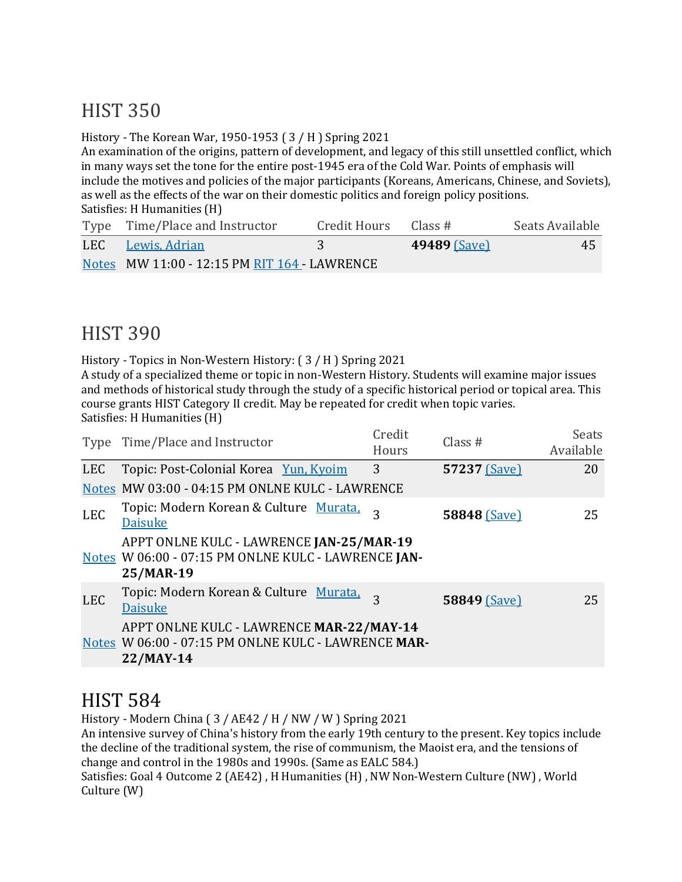# HIST 350

History - The Korean War, 1950-1953 ( 3 / H ) Spring 2021
An examination of the origins, pattern of development, and legacy of this still unsettled conflict, which in many ways set the tone for the entire post-1945 era of the Cold War. Points of emphasis will include the motives and policies of the major participants (Koreans, Americans, Chinese, and Soviets), as well as the effects of the war on their domestic politics and foreign policy positions.
Satisfies: H Humanities (H)

| Type | Time/Place and Instructor | Credit Hours | Class # | Seats Available |
|---|---|---|---|---|
| LEC | Lewis, Adrian | 3 | **49489** (Save) | 45 |
| Notes | MW 11:00 - 12:15 PM RIT 164 - LAWRENCE | | | |

# HIST 390

History - Topics in Non-Western History: ( 3 / H ) Spring 2021
A study of a specialized theme or topic in non-Western History. Students will examine major issues and methods of historical study through the study of a specific historical period or topical area. This course grants HIST Category II credit. May be repeated for credit when topic varies.
Satisfies: H Humanities (H)

| Type | Time/Place and Instructor | Credit Hours | Class # | Seats Available |
|---|---|---|---|---|
| LEC | Topic: Post-Colonial Korea Yun, Kyoim | 3 | **57237** (Save) | 20 |
| Notes | MW 03:00 - 04:15 PM ONLNE KULC - LAWRENCE | | | |
| LEC | Topic: Modern Korean & Culture Murata, Daisuke | 3 | **58848** (Save) | 25 |
| Notes | APPT ONLNE KULC - LAWRENCE **JAN-25/MAR-19** W 06:00 - 07:15 PM ONLNE KULC - LAWRENCE **JAN-25/MAR-19** | | | |
| LEC | Topic: Modern Korean & Culture Murata, Daisuke | 3 | **58849** (Save) | 25 |
| Notes | APPT ONLNE KULC - LAWRENCE **MAR-22/MAY-14** W 06:00 - 07:15 PM ONLNE KULC - LAWRENCE **MAR-22/MAY-14** | | | |

# HIST 584

History - Modern China ( 3 / AE42 / H / NW / W ) Spring 2021
An intensive survey of China's history from the early 19th century to the present. Key topics include the decline of the traditional system, the rise of communism, the Maoist era, and the tensions of change and control in the 1980s and 1990s. (Same as EALC 584.)
Satisfies: Goal 4 Outcome 2 (AE42) , H Humanities (H) , NW Non-Western Culture (NW) , World Culture (W)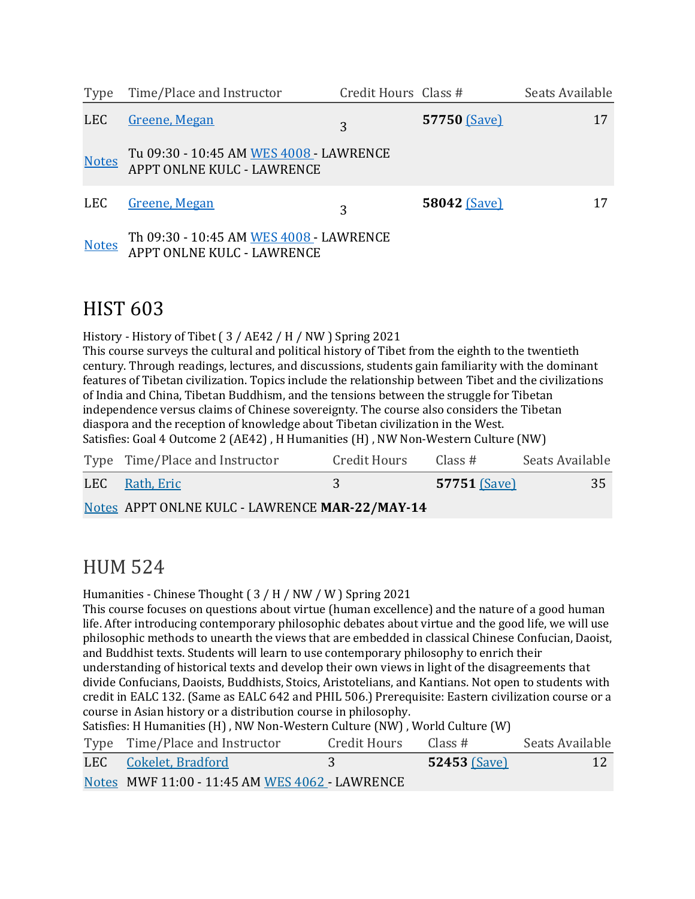| Type | Time/Place and Instructor | Credit Hours | Class # | Seats Available |
|---|---|---|---|---|
| LEC | Greene, Megan | 3 | **57750** (Save) | 17 |
| Notes | Tu 09:30 - 10:45 AM WES 4008 - LAWRENCE<br>APPT ONLNE KULC - LAWRENCE | | | |
| LEC | Greene, Megan | 3 | **58042** (Save) | 17 |
| Notes | Th 09:30 - 10:45 AM WES 4008 - LAWRENCE<br>APPT ONLNE KULC - LAWRENCE | | | |

## HIST 603

History - History of Tibet ( 3 / AE42 / H / NW ) Spring 2021
This course surveys the cultural and political history of Tibet from the eighth to the twentieth century. Through readings, lectures, and discussions, students gain familiarity with the dominant features of Tibetan civilization. Topics include the relationship between Tibet and the civilizations of India and China, Tibetan Buddhism, and the tensions between the struggle for Tibetan independence versus claims of Chinese sovereignty. The course also considers the Tibetan diaspora and the reception of knowledge about Tibetan civilization in the West.
Satisfies: Goal 4 Outcome 2 (AE42) , H Humanities (H) , NW Non-Western Culture (NW)

| Type | Time/Place and Instructor | Credit Hours | Class # | Seats Available |
|---|---|---|---|---|
| LEC | Rath, Eric | 3 | **57751** (Save) | 35 |
| Notes | APPT ONLNE KULC - LAWRENCE **MAR-22/MAY-14** | | | |

## HUM 524

Humanities - Chinese Thought ( 3 / H / NW / W ) Spring 2021
This course focuses on questions about virtue (human excellence) and the nature of a good human life. After introducing contemporary philosophic debates about virtue and the good life, we will use philosophic methods to unearth the views that are embedded in classical Chinese Confucian, Daoist, and Buddhist texts. Students will learn to use contemporary philosophy to enrich their understanding of historical texts and develop their own views in light of the disagreements that divide Confucians, Daoists, Buddhists, Stoics, Aristotelians, and Kantians. Not open to students with credit in EALC 132. (Same as EALC 642 and PHIL 506.) Prerequisite: Eastern civilization course or a course in Asian history or a distribution course in philosophy.
Satisfies: H Humanities (H) , NW Non-Western Culture (NW) , World Culture (W)

| Type | Time/Place and Instructor | Credit Hours | Class # | Seats Available |
|---|---|---|---|---|
| LEC | Cokelet, Bradford | 3 | **52453** (Save) | 12 |
| Notes | MWF 11:00 - 11:45 AM WES 4062 - LAWRENCE | | | |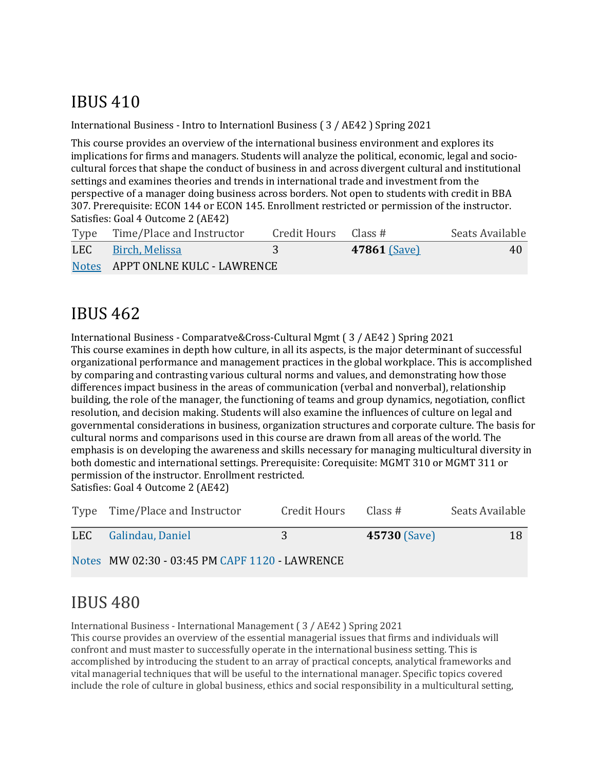# IBUS 410

International Business - Intro to Internationl Business ( 3 / AE42 ) Spring 2021

This course provides an overview of the international business environment and explores its implications for firms and managers. Students will analyze the political, economic, legal and socio-cultural forces that shape the conduct of business in and across divergent cultural and institutional settings and examines theories and trends in international trade and investment from the perspective of a manager doing business across borders. Not open to students with credit in BBA 307. Prerequisite: ECON 144 or ECON 145. Enrollment restricted or permission of the instructor. Satisfies: Goal 4 Outcome 2 (AE42)

| Type | Time/Place and Instructor | Credit Hours | Class # | Seats Available |
|---|---|---|---|---|
| LEC | Birch, Melissa | 3 | **47861** (Save) | 40 |
| Notes | APPT ONLNE KULC - LAWRENCE | | | |

# IBUS 462

International Business - Comparatve&Cross-Cultural Mgmt ( 3 / AE42 ) Spring 2021

This course examines in depth how culture, in all its aspects, is the major determinant of successful organizational performance and management practices in the global workplace. This is accomplished by comparing and contrasting various cultural norms and values, and demonstrating how those differences impact business in the areas of communication (verbal and nonverbal), relationship building, the role of the manager, the functioning of teams and group dynamics, negotiation, conflict resolution, and decision making. Students will also examine the influences of culture on legal and governmental considerations in business, organization structures and corporate culture. The basis for cultural norms and comparisons used in this course are drawn from all areas of the world. The emphasis is on developing the awareness and skills necessary for managing multicultural diversity in both domestic and international settings. Prerequisite: Corequisite: MGMT 310 or MGMT 311 or permission of the instructor. Enrollment restricted.
Satisfies: Goal 4 Outcome 2 (AE42)

| Type | Time/Place and Instructor | Credit Hours | Class # | Seats Available |
|---|---|---|---|---|
| LEC | Galindau, Daniel | 3 | **45730** (Save) | 18 |
| Notes | MW 02:30 - 03:45 PM CAPF 1120 - LAWRENCE | | | |

# IBUS 480

International Business - International Management ( 3 / AE42 ) Spring 2021

This course provides an overview of the essential managerial issues that firms and individuals will confront and must master to successfully operate in the international business setting. This is accomplished by introducing the student to an array of practical concepts, analytical frameworks and vital managerial techniques that will be useful to the international manager. Specific topics covered include the role of culture in global business, ethics and social responsibility in a multicultural setting,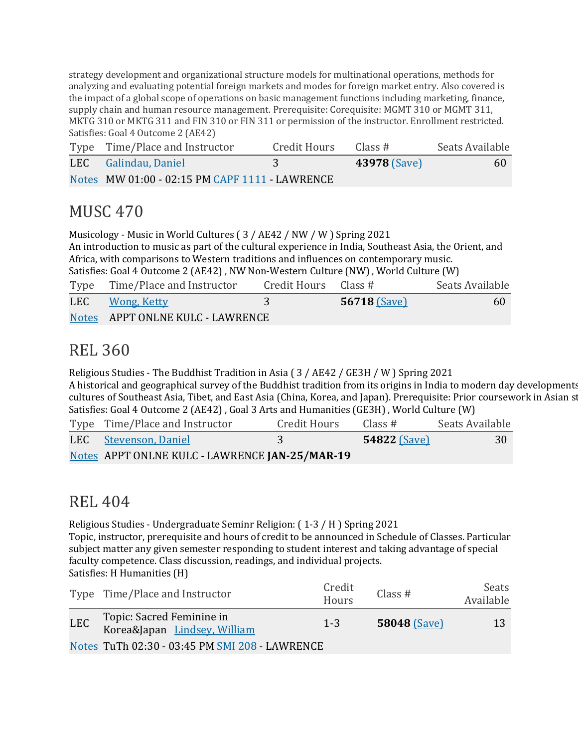strategy development and organizational structure models for multinational operations, methods for analyzing and evaluating potential foreign markets and modes for foreign market entry. Also covered is the impact of a global scope of operations on basic management functions including marketing, finance, supply chain and human resource management. Prerequisite: Corequisite: MGMT 310 or MGMT 311, MKTG 310 or MKTG 311 and FIN 310 or FIN 311 or permission of the instructor. Enrollment restricted. Satisfies: Goal 4 Outcome 2 (AE42)

| Type | Time/Place and Instructor | Credit Hours | Class # | Seats Available |
|---|---|---|---|---|
| LEC | Galindau, Daniel | 3 | **43978** (Save) | 60 |
| Notes | MW 01:00 - 02:15 PM CAPF 1111 - LAWRENCE | | | |

## MUSC 470

Musicology - Music in World Cultures ( 3 / AE42 / NW / W ) Spring 2021
An introduction to music as part of the cultural experience in India, Southeast Asia, the Orient, and Africa, with comparisons to Western traditions and influences on contemporary music.
Satisfies: Goal 4 Outcome 2 (AE42) , NW Non-Western Culture (NW) , World Culture (W)

| Type | Time/Place and Instructor | Credit Hours | Class # | Seats Available |
|---|---|---|---|---|
| LEC | Wong, Ketty | 3 | **56718** (Save) | 60 |
| Notes | APPT ONLNE KULC - LAWRENCE | | | |

## REL 360

Religious Studies - The Buddhist Tradition in Asia ( 3 / AE42 / GE3H / W ) Spring 2021
A historical and geographical survey of the Buddhist tradition from its origins in India to modern day developments cultures of Southeast Asia, Tibet, and East Asia (China, Korea, and Japan). Prerequisite: Prior coursework in Asian st
Satisfies: Goal 4 Outcome 2 (AE42) , Goal 3 Arts and Humanities (GE3H) , World Culture (W)

| Type | Time/Place and Instructor | Credit Hours | Class # | Seats Available |
|---|---|---|---|---|
| LEC | Stevenson, Daniel | 3 | **54822** (Save) | 30 |
| Notes | APPT ONLNE KULC - LAWRENCE **JAN-25/MAR-19** | | | |

## REL 404

Religious Studies - Undergraduate Seminr Religion: ( 1-3 / H ) Spring 2021
Topic, instructor, prerequisite and hours of credit to be announced in Schedule of Classes. Particular subject matter any given semester responding to student interest and taking advantage of special faculty competence. Class discussion, readings, and individual projects.
Satisfies: H Humanities (H)

| Type | Time/Place and Instructor | Credit Hours | Class # | Seats Available |
|---|---|---|---|---|
| LEC | Topic: Sacred Feminine in Korea&Japan Lindsey, William | 1-3 | **58048** (Save) | 13 |
| Notes | TuTh 02:30 - 03:45 PM SMI 208 - LAWRENCE | | | |